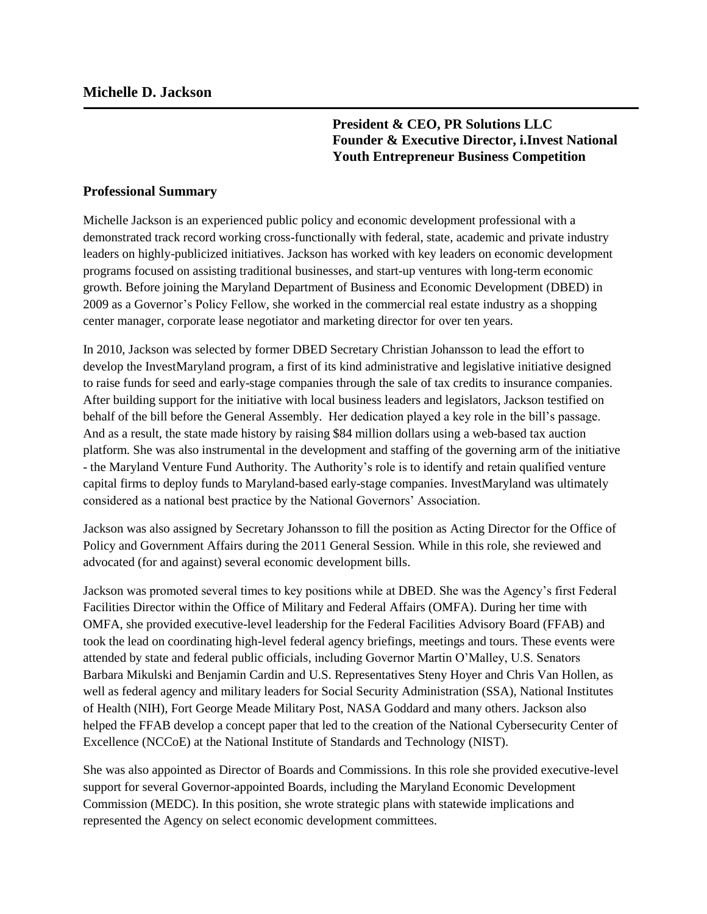# Michelle D. Jackson

**President & CEO, PR Solutions LLC**
**Founder & Executive Director, i.Invest National Youth Entrepreneur Business Competition**

## Professional Summary

Michelle Jackson is an experienced public policy and economic development professional with a demonstrated track record working cross-functionally with federal, state, academic and private industry leaders on highly-publicized initiatives. Jackson has worked with key leaders on economic development programs focused on assisting traditional businesses, and start-up ventures with long-term economic growth. Before joining the Maryland Department of Business and Economic Development (DBED) in 2009 as a Governor's Policy Fellow, she worked in the commercial real estate industry as a shopping center manager, corporate lease negotiator and marketing director for over ten years.

In 2010, Jackson was selected by former DBED Secretary Christian Johansson to lead the effort to develop the InvestMaryland program, a first of its kind administrative and legislative initiative designed to raise funds for seed and early-stage companies through the sale of tax credits to insurance companies. After building support for the initiative with local business leaders and legislators, Jackson testified on behalf of the bill before the General Assembly. Her dedication played a key role in the bill's passage. And as a result, the state made history by raising $84 million dollars using a web-based tax auction platform. She was also instrumental in the development and staffing of the governing arm of the initiative - the Maryland Venture Fund Authority. The Authority's role is to identify and retain qualified venture capital firms to deploy funds to Maryland-based early-stage companies. InvestMaryland was ultimately considered as a national best practice by the National Governors' Association.

Jackson was also assigned by Secretary Johansson to fill the position as Acting Director for the Office of Policy and Government Affairs during the 2011 General Session. While in this role, she reviewed and advocated (for and against) several economic development bills.

Jackson was promoted several times to key positions while at DBED. She was the Agency's first Federal Facilities Director within the Office of Military and Federal Affairs (OMFA). During her time with OMFA, she provided executive-level leadership for the Federal Facilities Advisory Board (FFAB) and took the lead on coordinating high-level federal agency briefings, meetings and tours. These events were attended by state and federal public officials, including Governor Martin O'Malley, U.S. Senators Barbara Mikulski and Benjamin Cardin and U.S. Representatives Steny Hoyer and Chris Van Hollen, as well as federal agency and military leaders for Social Security Administration (SSA), National Institutes of Health (NIH), Fort George Meade Military Post, NASA Goddard and many others. Jackson also helped the FFAB develop a concept paper that led to the creation of the National Cybersecurity Center of Excellence (NCCoE) at the National Institute of Standards and Technology (NIST).

She was also appointed as Director of Boards and Commissions. In this role she provided executive-level support for several Governor-appointed Boards, including the Maryland Economic Development Commission (MEDC). In this position, she wrote strategic plans with statewide implications and represented the Agency on select economic development committees.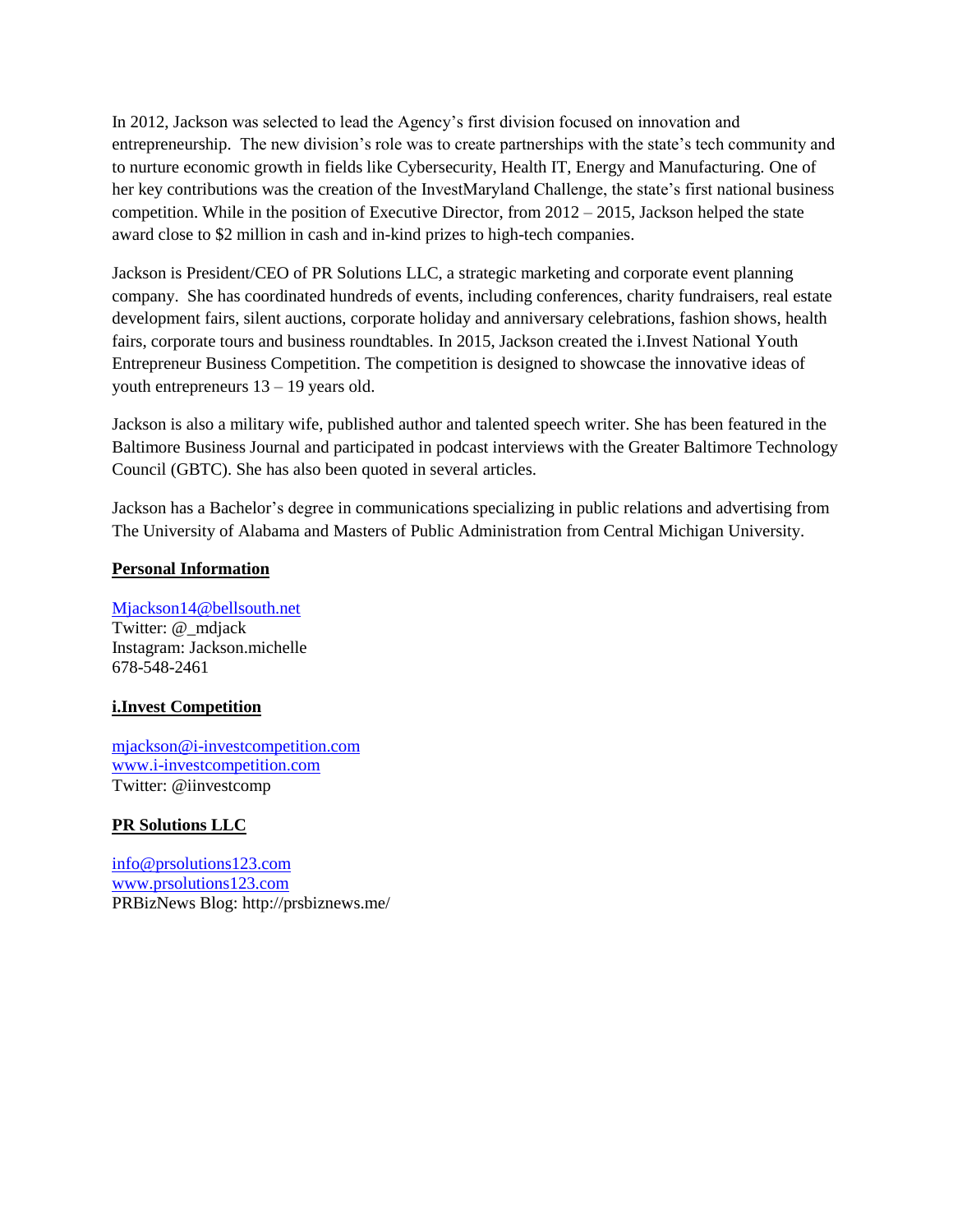In 2012, Jackson was selected to lead the Agency's first division focused on innovation and entrepreneurship. The new division's role was to create partnerships with the state's tech community and to nurture economic growth in fields like Cybersecurity, Health IT, Energy and Manufacturing. One of her key contributions was the creation of the InvestMaryland Challenge, the state's first national business competition. While in the position of Executive Director, from 2012 – 2015, Jackson helped the state award close to $2 million in cash and in-kind prizes to high-tech companies.

Jackson is President/CEO of PR Solutions LLC, a strategic marketing and corporate event planning company. She has coordinated hundreds of events, including conferences, charity fundraisers, real estate development fairs, silent auctions, corporate holiday and anniversary celebrations, fashion shows, health fairs, corporate tours and business roundtables. In 2015, Jackson created the i.Invest National Youth Entrepreneur Business Competition. The competition is designed to showcase the innovative ideas of youth entrepreneurs 13 – 19 years old.

Jackson is also a military wife, published author and talented speech writer. She has been featured in the Baltimore Business Journal and participated in podcast interviews with the Greater Baltimore Technology Council (GBTC). She has also been quoted in several articles.

Jackson has a Bachelor's degree in communications specializing in public relations and advertising from The University of Alabama and Masters of Public Administration from Central Michigan University.

**Personal Information**

Mjackson14@bellsouth.net
Twitter: @_mdjack
Instagram: Jackson.michelle
678-548-2461

**i.Invest Competition**

mjackson@i-investcompetition.com
www.i-investcompetition.com
Twitter: @iinvestcomp

**PR Solutions LLC**

info@prsolutions123.com
www.prsolutions123.com
PRBizNews Blog: http://prsbiznews.me/